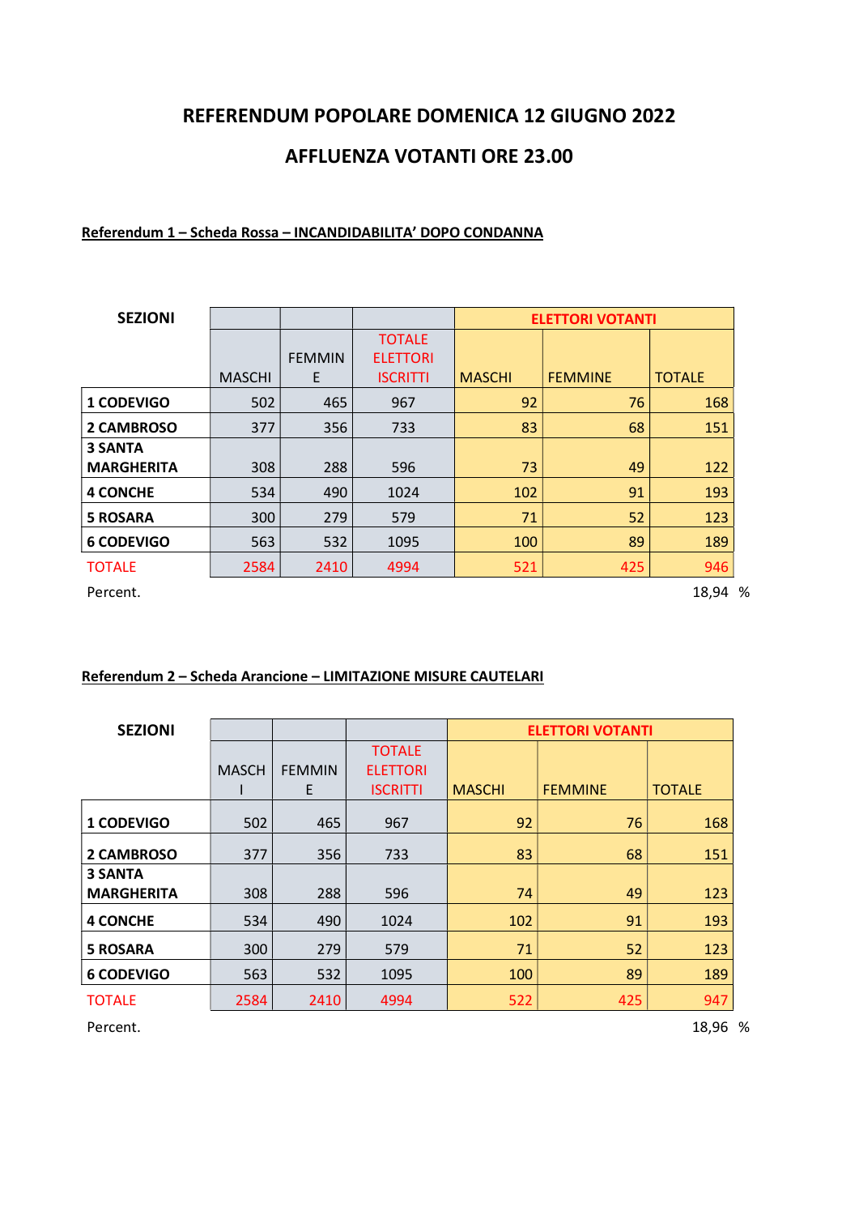# REFERENDUM POPOLARE DOMENICA 12 GIUGNO 2022

## AFFLUENZA VOTANTI ORE 23.00

**Referendum 1 – Scheda Rossa – INCANDIDABILITA' DOPO CONDANNA**

| SEZIONI | | | | ELETTORI VOTANTI | | |
|---|---|---|---|---|---|---|
| | MASCHI | FEMMINE | TOTALE ELETTORI ISCRITTI | MASCHI | FEMMINE | TOTALE |
| **1 CODEVIGO** | 502 | 465 | 967 | 92 | 76 | 168 |
| **2 CAMBROSO** | 377 | 356 | 733 | 83 | 68 | 151 |
| **3 SANTA MARGHERITA** | 308 | 288 | 596 | 73 | 49 | 122 |
| **4 CONCHE** | 534 | 490 | 1024 | 102 | 91 | 193 |
| **5 ROSARA** | 300 | 279 | 579 | 71 | 52 | 123 |
| **6 CODEVIGO** | 563 | 532 | 1095 | 100 | 89 | 189 |
| TOTALE | 2584 | 2410 | 4994 | 521 | 425 | 946 |
| Percent. | | | | | | 18,94 % |

**Referendum 2 – Scheda Arancione – LIMITAZIONE MISURE CAUTELARI**

| SEZIONI | | | | ELETTORI VOTANTI | | |
|---|---|---|---|---|---|---|
| | MASCHI | FEMMINE | TOTALE ELETTORI ISCRITTI | MASCHI | FEMMINE | TOTALE |
| **1 CODEVIGO** | 502 | 465 | 967 | 92 | 76 | 168 |
| **2 CAMBROSO** | 377 | 356 | 733 | 83 | 68 | 151 |
| **3 SANTA MARGHERITA** | 308 | 288 | 596 | 74 | 49 | 123 |
| **4 CONCHE** | 534 | 490 | 1024 | 102 | 91 | 193 |
| **5 ROSARA** | 300 | 279 | 579 | 71 | 52 | 123 |
| **6 CODEVIGO** | 563 | 532 | 1095 | 100 | 89 | 189 |
| TOTALE | 2584 | 2410 | 4994 | 522 | 425 | 947 |
| Percent. | | | | | | 18,96 % |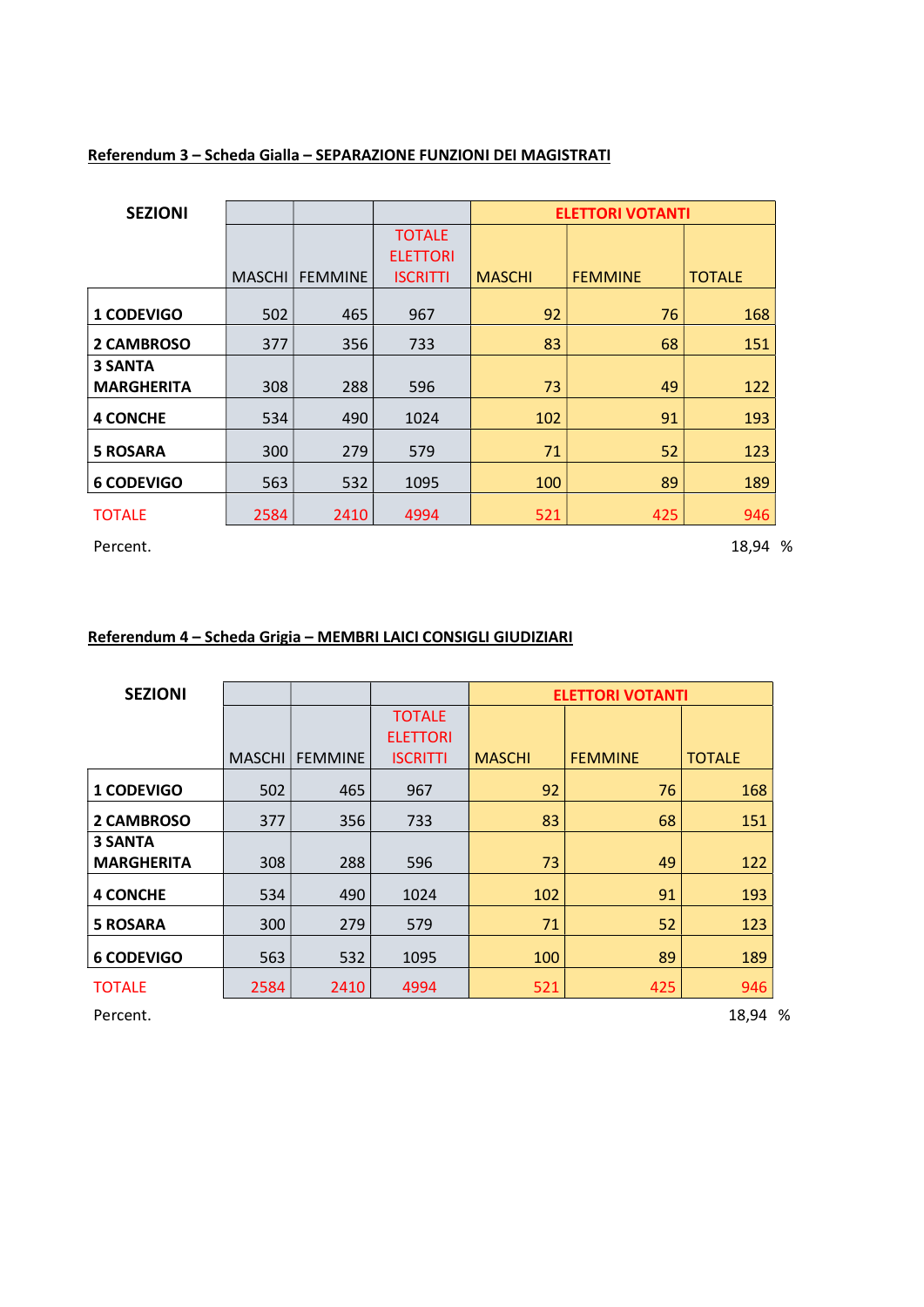**Referendum 3 – Scheda Gialla – SEPARAZIONE FUNZIONI DEI MAGISTRATI**

| SEZIONI | | | | ELETTORI VOTANTI | | |
|---|---|---|---|---|---|---|
| | MASCHI | FEMMINE | TOTALE ELETTORI ISCRITTI | MASCHI | FEMMINE | TOTALE |
| 1 CODEVIGO | 502 | 465 | 967 | 92 | 76 | 168 |
| 2 CAMBROSO | 377 | 356 | 733 | 83 | 68 | 151 |
| 3 SANTA MARGHERITA | 308 | 288 | 596 | 73 | 49 | 122 |
| 4 CONCHE | 534 | 490 | 1024 | 102 | 91 | 193 |
| 5 ROSARA | 300 | 279 | 579 | 71 | 52 | 123 |
| 6 CODEVIGO | 563 | 532 | 1095 | 100 | 89 | 189 |
| TOTALE | 2584 | 2410 | 4994 | 521 | 425 | 946 |
| Percent. | | | | | | 18,94 % |

**Referendum 4 – Scheda Grigia – MEMBRI LAICI CONSIGLI GIUDIZIARI**

| SEZIONI | | | | ELETTORI VOTANTI | | |
|---|---|---|---|---|---|---|
| | MASCHI | FEMMINE | TOTALE ELETTORI ISCRITTI | MASCHI | FEMMINE | TOTALE |
| 1 CODEVIGO | 502 | 465 | 967 | 92 | 76 | 168 |
| 2 CAMBROSO | 377 | 356 | 733 | 83 | 68 | 151 |
| 3 SANTA MARGHERITA | 308 | 288 | 596 | 73 | 49 | 122 |
| 4 CONCHE | 534 | 490 | 1024 | 102 | 91 | 193 |
| 5 ROSARA | 300 | 279 | 579 | 71 | 52 | 123 |
| 6 CODEVIGO | 563 | 532 | 1095 | 100 | 89 | 189 |
| TOTALE | 2584 | 2410 | 4994 | 521 | 425 | 946 |
| Percent. | | | | | | 18,94 % |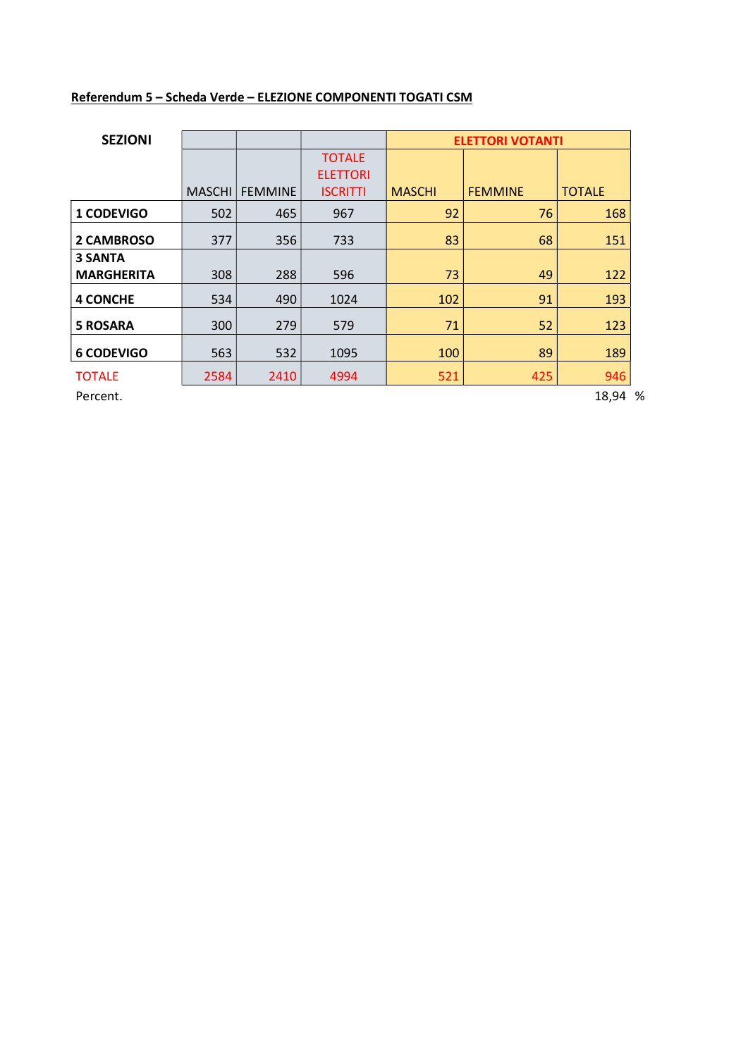**Referendum 5 – Scheda Verde – ELEZIONE COMPONENTI TOGATI CSM**

| SEZIONI | | | | ELETTORI VOTANTI | | |
|---|---|---|---|---|---|---|
| | MASCHI | FEMMINE | TOTALE ELETTORI ISCRITTI | MASCHI | FEMMINE | TOTALE |
| **1 CODEVIGO** | 502 | 465 | 967 | 92 | 76 | 168 |
| **2 CAMBROSO** | 377 | 356 | 733 | 83 | 68 | 151 |
| **3 SANTA MARGHERITA** | 308 | 288 | 596 | 73 | 49 | 122 |
| **4 CONCHE** | 534 | 490 | 1024 | 102 | 91 | 193 |
| **5 ROSARA** | 300 | 279 | 579 | 71 | 52 | 123 |
| **6 CODEVIGO** | 563 | 532 | 1095 | 100 | 89 | 189 |
| TOTALE | 2584 | 2410 | 4994 | 521 | 425 | 946 |
| Percent. | | | | | | 18,94 % |